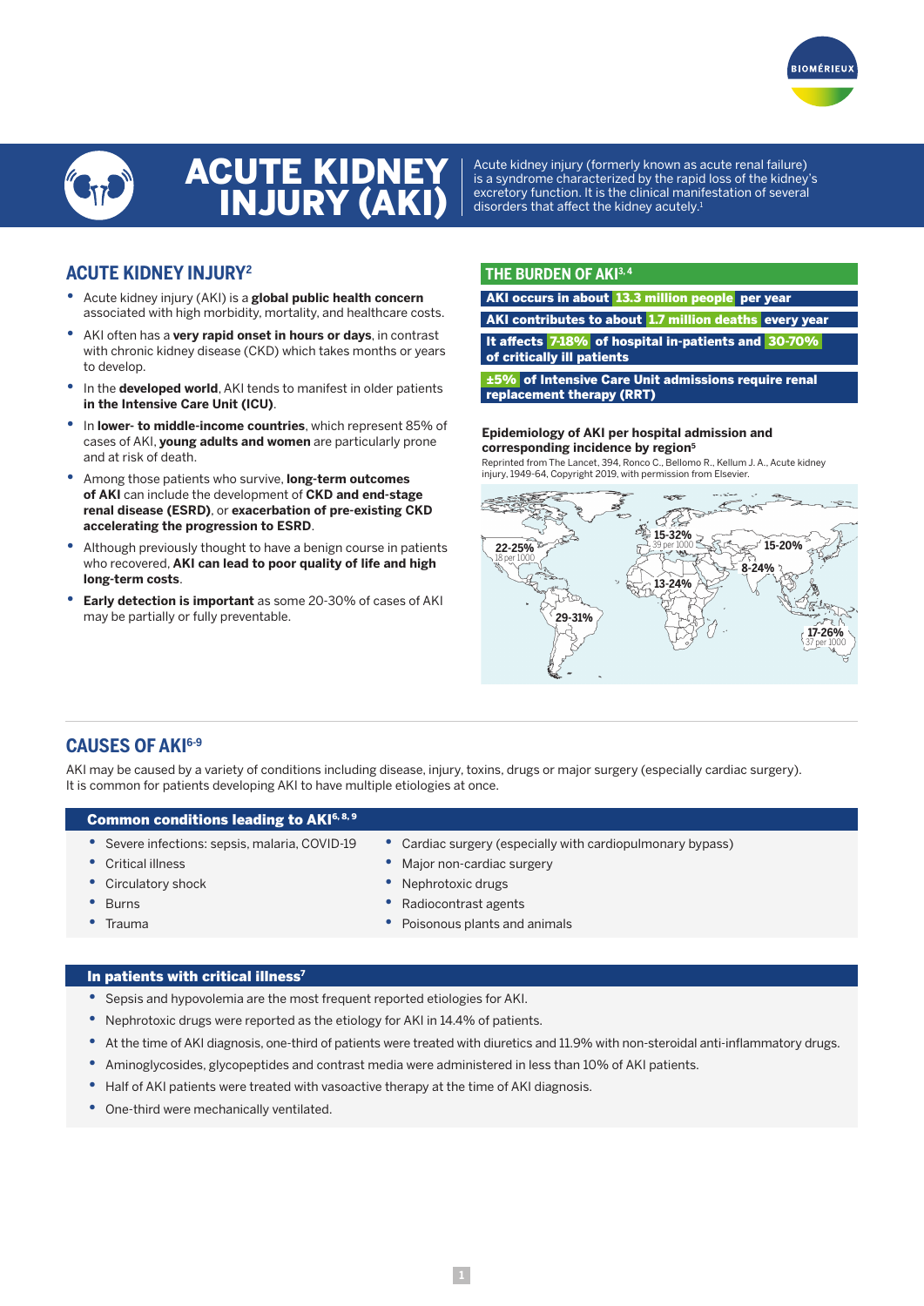# ACUTE KIDNEY INJURY (AKI)

Acute kidney injury (formerly known as acute renal failure) is a syndrome characterized by the rapid loss of the kidney's excretory function. It is the clinical manifestation of several disorders that affect the kidney acutely.[1]

## ACUTE KIDNEY INJURY[2]

- Acute kidney injury (AKI) is a **global public health concern** associated with high morbidity, mortality, and healthcare costs.
- AKI often has a **very rapid onset in hours or days**, in contrast with chronic kidney disease (CKD) which takes months or years to develop.
- In the **developed world**, AKI tends to manifest in older patients **in the Intensive Care Unit (ICU)**.
- In **lower- to middle-income countries**, which represent 85% of cases of AKI, **young adults and women** are particularly prone and at risk of death.
- Among those patients who survive, **long-term outcomes of AKI** can include the development of **CKD and end-stage renal disease (ESRD)**, or **exacerbation of pre-existing CKD accelerating the progression to ESRD**.
- Although previously thought to have a benign course in patients who recovered, **AKI can lead to poor quality of life and high long-term costs**.
- **Early detection is important** as some 20-30% of cases of AKI may be partially or fully preventable.

## THE BURDEN OF AKI[3, 4]

- **AKI occurs in about 13.3 million people per year**
- **AKI contributes to about 1.7 million deaths every year**
- **It affects 7-18% of hospital in-patients and 30-70% of critically ill patients**
- **±5% of Intensive Care Unit admissions require renal replacement therapy (RRT)**

**Epidemiology of AKI per hospital admission and corresponding incidence by region[5]**

Reprinted from The Lancet, 394, Ronco C., Bellomo R., Kellum J. A., Acute kidney injury, 1949-64, Copyright 2019, with permission from Elsevier.

22-25% (18 per 1000); 15-32% (39 per 1000); 15-20%; 8-24%; 13-24%; 29-31%; 17-26% (37 per 1000)

## CAUSES OF AKI[6-9]

AKI may be caused by a variety of conditions including disease, injury, toxins, drugs or major surgery (especially cardiac surgery). It is common for patients developing AKI to have multiple etiologies at once.

### Common conditions leading to AKI[6, 8, 9]

- Severe infections: sepsis, malaria, COVID-19
- Critical illness
- Circulatory shock
- Burns
- Trauma
- Cardiac surgery (especially with cardiopulmonary bypass)
- Major non-cardiac surgery
- Nephrotoxic drugs
- Radiocontrast agents
- Poisonous plants and animals

### In patients with critical illness[7]

- Sepsis and hypovolemia are the most frequent reported etiologies for AKI.
- Nephrotoxic drugs were reported as the etiology for AKI in 14.4% of patients.
- At the time of AKI diagnosis, one-third of patients were treated with diuretics and 11.9% with non-steroidal anti-inflammatory drugs.
- Aminoglycosides, glycopeptides and contrast media were administered in less than 10% of AKI patients.
- Half of AKI patients were treated with vasoactive therapy at the time of AKI diagnosis.
- One-third were mechanically ventilated.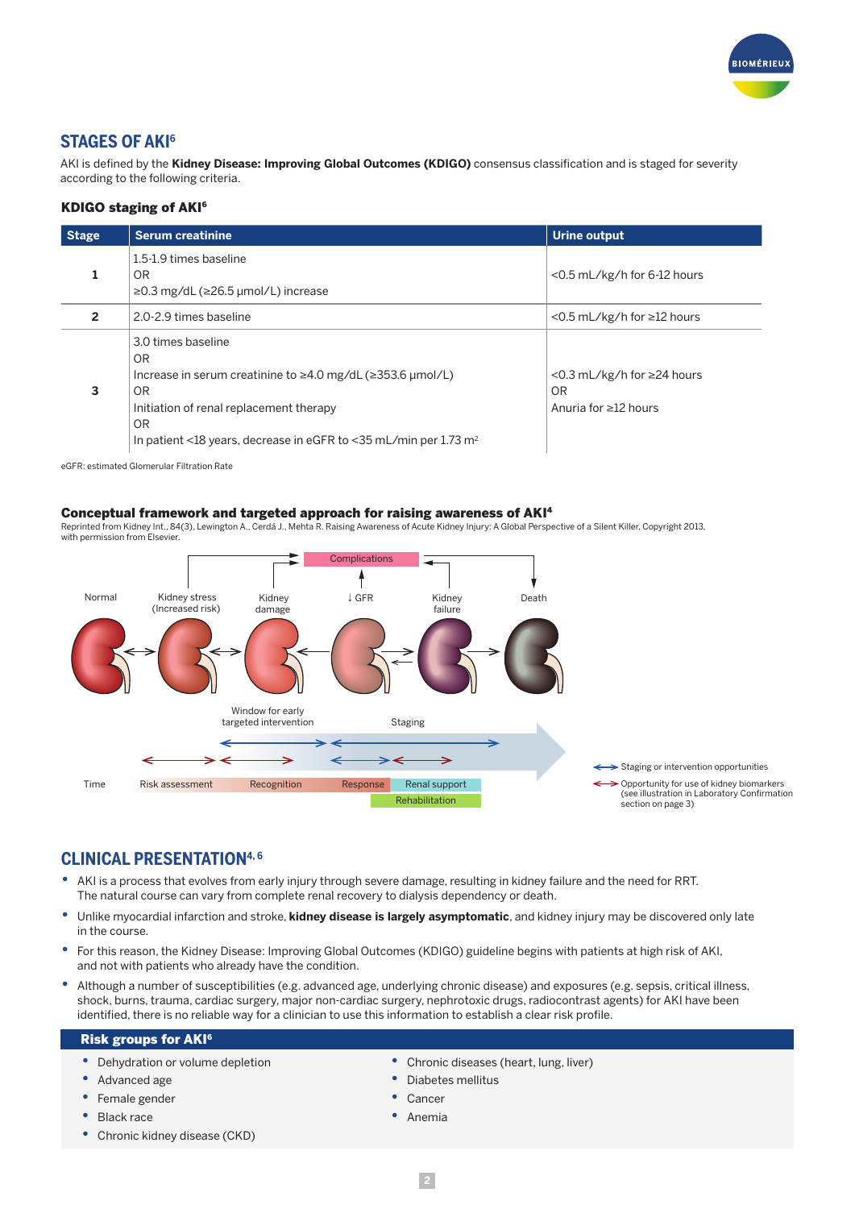## STAGES OF AKI[6]

AKI is defined by the **Kidney Disease: Improving Global Outcomes (KDIGO)** consensus classification and is staged for severity according to the following criteria.

### KDIGO staging of AKI[6]

| Stage | Serum creatinine | Urine output |
|---|---|---|
| 1 | 1.5-1.9 times baseline<br>OR<br>≥0.3 mg/dL (≥26.5 μmol/L) increase | <0.5 mL/kg/h for 6-12 hours |
| 2 | 2.0-2.9 times baseline | <0.5 mL/kg/h for ≥12 hours |
| 3 | 3.0 times baseline<br>OR<br>Increase in serum creatinine to ≥4.0 mg/dL (≥353.6 μmol/L)<br>OR<br>Initiation of renal replacement therapy<br>OR<br>In patient <18 years, decrease in eGFR to <35 mL/min per 1.73 m² | <0.3 mL/kg/h for ≥24 hours<br>OR<br>Anuria for ≥12 hours |

eGFR: estimated Glomerular Filtration Rate

### Conceptual framework and targeted approach for raising awareness of AKI[4]

Reprinted from Kidney Int., 84(3), Lewington A., Cerdá J., Mehta R. Raising Awareness of Acute Kidney Injury: A Global Perspective of a Silent Killer, Copyright 2013, with permission from Elsevier.

Complications

Normal — Kidney stress (Increased risk) — Kidney damage — ↓ GFR — Kidney failure — Death

Window for early targeted intervention

Staging

Time: Risk assessment — Recognition — Response — Renal support — Rehabilitation

Staging or intervention opportunities

Opportunity for use of kidney biomarkers (see illustration in Laboratory Confirmation section on page 3)

## CLINICAL PRESENTATION[4, 6]

- AKI is a process that evolves from early injury through severe damage, resulting in kidney failure and the need for RRT. The natural course can vary from complete renal recovery to dialysis dependency or death.
- Unlike myocardial infarction and stroke, **kidney disease is largely asymptomatic**, and kidney injury may be discovered only late in the course.
- For this reason, the Kidney Disease: Improving Global Outcomes (KDIGO) guideline begins with patients at high risk of AKI, and not with patients who already have the condition.
- Although a number of susceptibilities (e.g. advanced age, underlying chronic disease) and exposures (e.g. sepsis, critical illness, shock, burns, trauma, cardiac surgery, major non-cardiac surgery, nephrotoxic drugs, radiocontrast agents) for AKI have been identified, there is no reliable way for a clinician to use this information to establish a clear risk profile.

### Risk groups for AKI[6]

- Dehydration or volume depletion
- Advanced age
- Female gender
- Black race
- Chronic kidney disease (CKD)
- Chronic diseases (heart, lung, liver)
- Diabetes mellitus
- Cancer
- Anemia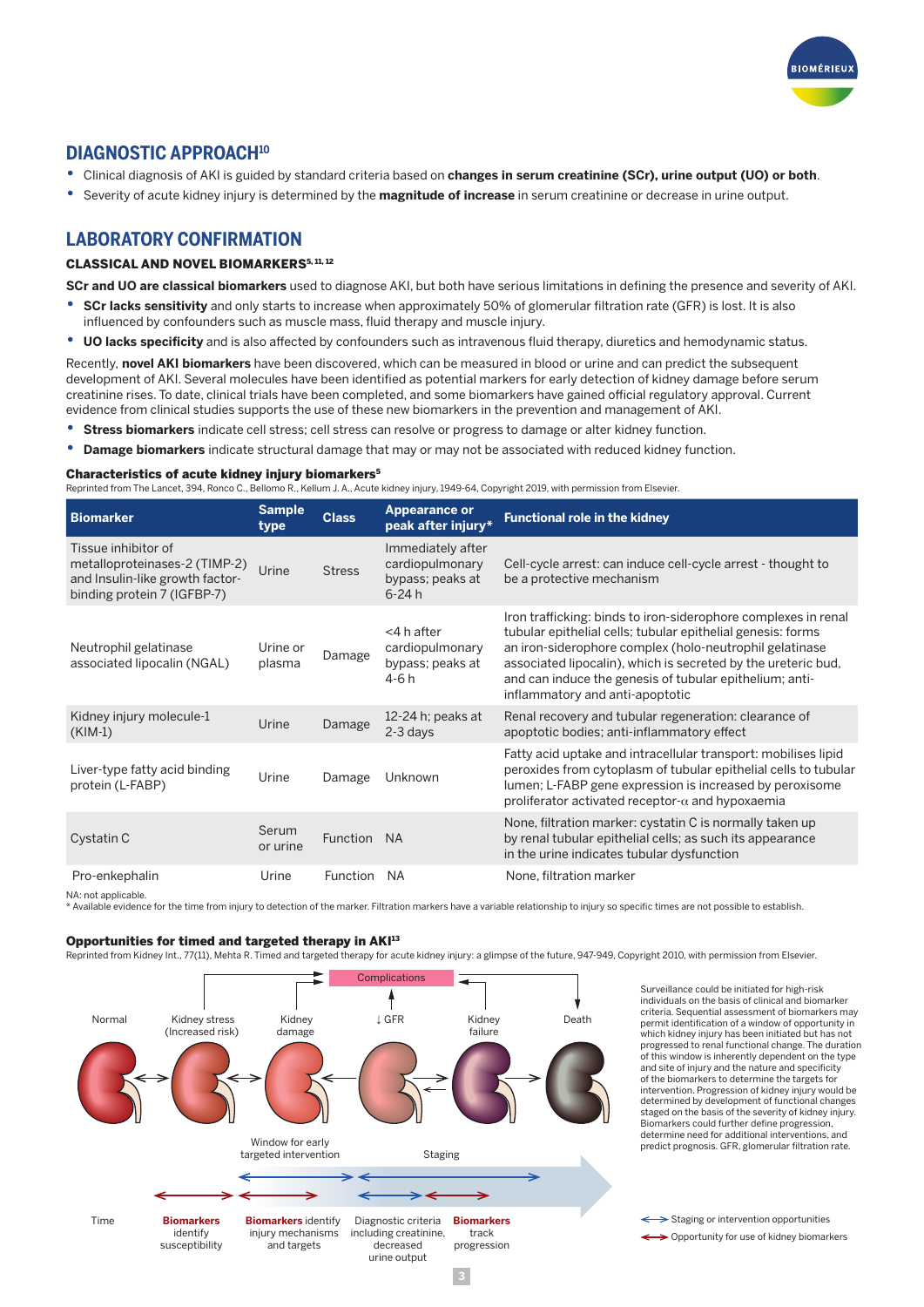## DIAGNOSTIC APPROACH[10]

- Clinical diagnosis of AKI is guided by standard criteria based on **changes in serum creatinine (SCr), urine output (UO) or both**.
- Severity of acute kidney injury is determined by the **magnitude of increase** in serum creatinine or decrease in urine output.

## LABORATORY CONFIRMATION

### CLASSICAL AND NOVEL BIOMARKERS[5, 11, 12]

**SCr and UO are classical biomarkers** used to diagnose AKI, but both have serious limitations in defining the presence and severity of AKI.

- **SCr lacks sensitivity** and only starts to increase when approximately 50% of glomerular filtration rate (GFR) is lost. It is also influenced by confounders such as muscle mass, fluid therapy and muscle injury.
- **UO lacks specificity** and is also affected by confounders such as intravenous fluid therapy, diuretics and hemodynamic status.

Recently, **novel AKI biomarkers** have been discovered, which can be measured in blood or urine and can predict the subsequent development of AKI. Several molecules have been identified as potential markers for early detection of kidney damage before serum creatinine rises. To date, clinical trials have been completed, and some biomarkers have gained official regulatory approval. Current evidence from clinical studies supports the use of these new biomarkers in the prevention and management of AKI.

- **Stress biomarkers** indicate cell stress; cell stress can resolve or progress to damage or alter kidney function.
- **Damage biomarkers** indicate structural damage that may or may not be associated with reduced kidney function.

**Characteristics of acute kidney injury biomarkers[5]**

Reprinted from The Lancet, 394, Ronco C., Bellomo R., Kellum J. A., Acute kidney injury, 1949-64, Copyright 2019, with permission from Elsevier.

| Biomarker | Sample type | Class | Appearance or peak after injury* | Functional role in the kidney |
|---|---|---|---|---|
| Tissue inhibitor of metalloproteinases-2 (TIMP-2) and Insulin-like growth factor-binding protein 7 (IGFBP-7) | Urine | Stress | Immediately after cardiopulmonary bypass; peaks at 6-24 h | Cell-cycle arrest: can induce cell-cycle arrest - thought to be a protective mechanism |
| Neutrophil gelatinase associated lipocalin (NGAL) | Urine or plasma | Damage | <4 h after cardiopulmonary bypass; peaks at 4-6 h | Iron trafficking: binds to iron-siderophore complexes in renal tubular epithelial cells; tubular epithelial genesis: forms an iron-siderophore complex (holo-neutrophil gelatinase associated lipocalin), which is secreted by the ureteric bud, and can induce the genesis of tubular epithelium; anti-inflammatory and anti-apoptotic |
| Kidney injury molecule-1 (KIM-1) | Urine | Damage | 12-24 h; peaks at 2-3 days | Renal recovery and tubular regeneration: clearance of apoptotic bodies; anti-inflammatory effect |
| Liver-type fatty acid binding protein (L-FABP) | Urine | Damage | Unknown | Fatty acid uptake and intracellular transport: mobilises lipid peroxides from cytoplasm of tubular epithelial cells to tubular lumen; L-FABP gene expression is increased by peroxisome proliferator activated receptor-$\alpha$ and hypoxaemia |
| Cystatin C | Serum or urine | Function | NA | None, filtration marker: cystatin C is normally taken up by renal tubular epithelial cells; as such its appearance in the urine indicates tubular dysfunction |
| Pro-enkephalin | Urine | Function | NA | None, filtration marker |

NA: not applicable.
\* Available evidence for the time from injury to detection of the marker. Filtration markers have a variable relationship to injury so specific times are not possible to establish.

**Opportunities for timed and targeted therapy in AKI[13]**

Reprinted from Kidney Int., 77(11), Mehta R. Timed and targeted therapy for acute kidney injury: a glimpse of the future, 947-949, Copyright 2010, with permission from Elsevier.

Complications

Normal — Kidney stress (Increased risk) — Kidney damage — ↓ GFR — Kidney failure — Death

Window for early targeted intervention

Staging

Time — **Biomarkers** identify susceptibility — **Biomarkers** identify injury mechanisms and targets — Diagnostic criteria including creatinine, decreased urine output — **Biomarkers** track progression

Surveillance could be initiated for high-risk individuals on the basis of clinical and biomarker criteria. Sequential assessment of biomarkers may permit identification of a window of opportunity in which kidney injury has been initiated but has not progressed to renal functional change. The duration of this window is inherently dependent on the type and site of injury and the nature and specificity of the biomarkers to determine the targets for intervention. Progression of kidney injury would be determined by development of functional changes staged on the basis of the severity of kidney injury. Biomarkers could further define progression, determine need for additional interventions, and predict prognosis. GFR, glomerular filtration rate.

↔ Staging or intervention opportunities

↔ Opportunity for use of kidney biomarkers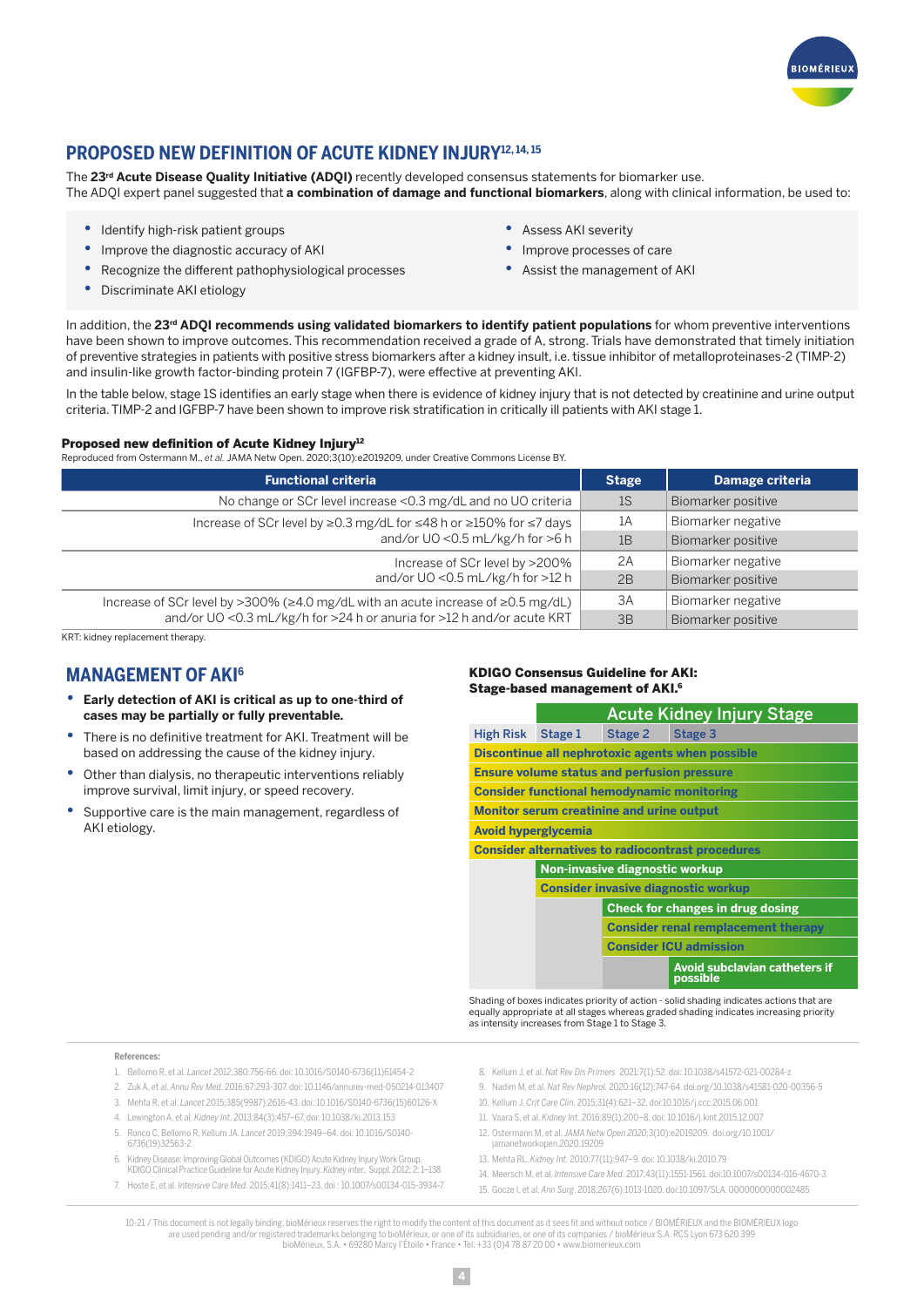## PROPOSED NEW DEFINITION OF ACUTE KIDNEY INJURY[12,14,15]

The **23rd Acute Disease Quality Initiative (ADQI)** recently developed consensus statements for biomarker use.
The ADQI expert panel suggested that **a combination of damage and functional biomarkers**, along with clinical information, be used to:

- Identify high-risk patient groups
- Improve the diagnostic accuracy of AKI
- Recognize the different pathophysiological processes
- Discriminate AKI etiology
- Assess AKI severity
- Improve processes of care
- Assist the management of AKI

In addition, the **23rd ADQI recommends using validated biomarkers to identify patient populations** for whom preventive interventions have been shown to improve outcomes. This recommendation received a grade of A, strong. Trials have demonstrated that timely initiation of preventive strategies in patients with positive stress biomarkers after a kidney insult, i.e. tissue inhibitor of metalloproteinases-2 (TIMP-2) and insulin-like growth factor-binding protein 7 (IGFBP-7), were effective at preventing AKI.

In the table below, stage 1S identifies an early stage when there is evidence of kidney injury that is not detected by creatinine and urine output criteria. TIMP-2 and IGFBP-7 have been shown to improve risk stratification in critically ill patients with AKI stage 1.

**Proposed new definition of Acute Kidney Injury[12]**
Reproduced from Ostermann M., *et al.* JAMA Netw Open. 2020;3(10):e2019209, under Creative Commons License BY.

| Functional criteria | Stage | Damage criteria |
|---|---|---|
| No change or SCr level increase <0.3 mg/dL and no UO criteria | 1S | Biomarker positive |
| Increase of SCr level by ≥0.3 mg/dL for ≤48 h or ≥150% for ≤7 days and/or UO <0.5 mL/kg/h for >6 h | 1A | Biomarker negative |
| | 1B | Biomarker positive |
| Increase of SCr level by >200% and/or UO <0.5 mL/kg/h for >12 h | 2A | Biomarker negative |
| | 2B | Biomarker positive |
| Increase of SCr level by >300% (≥4.0 mg/dL with an acute increase of ≥0.5 mg/dL) and/or UO <0.3 mL/kg/h for >24 h or anuria for >12 h and/or acute KRT | 3A | Biomarker negative |
| | 3B | Biomarker positive |

KRT: kidney replacement therapy.

## MANAGEMENT OF AKI[6]

- **Early detection of AKI is critical as up to one-third of cases may be partially or fully preventable.**
- There is no definitive treatment for AKI. Treatment will be based on addressing the cause of the kidney injury.
- Other than dialysis, no therapeutic interventions reliably improve survival, limit injury, or speed recovery.
- Supportive care is the main management, regardless of AKI etiology.

**KDIGO Consensus Guideline for AKI: Stage-based management of AKI.[6]**

| | Acute Kidney Injury Stage | | |
|---|---|---|---|
| High Risk | Stage 1 | Stage 2 | Stage 3 |
| Discontinue all nephrotoxic agents when possible | | | |
| Ensure volume status and perfusion pressure | | | |
| Consider functional hemodynamic monitoring | | | |
| Monitor serum creatinine and urine output | | | |
| Avoid hyperglycemia | | | |
| Consider alternatives to radiocontrast procedures | | | |
| | Non-invasive diagnostic workup | | |
| | Consider invasive diagnostic workup | | |
| | | Check for changes in drug dosing | |
| | | Consider renal remplacement therapy | |
| | | Consider ICU admission | |
| | | | Avoid subclavian catheters if possible |

Shading of boxes indicates priority of action - solid shading indicates actions that are equally appropriate at all stages whereas graded shading indicates increasing priority as intensity increases from Stage 1 to Stage 3.

**References:**

1. Bellomo R, et al. *Lancet* 2012;380:756-66. doi: 10.1016/S0140-6736(11)61454-2
2. Zuk A, et al. *Annu Rev Med*. 2016;67:293-307. doi: 10.1146/annurev-med-050214-013407
3. Mehta R, et al. *Lancet* 2015;385(9987):2616-43. doi: 10.1016/S0140-6736(15)60126-X
4. Lewington A, et al. *Kidney Int*. 2013;84(3):457–67. doi: 10.1038/ki.2013.153
5. Ronco C, Bellomo R, Kellum JA. *Lancet* 2019;394:1949–64. doi: 10.1016/S0140-6736(19)32563-2
6. Kidney Disease: Improving Global Outcomes (KDIGO) Acute Kidney Injury Work Group. KDIGO Clinical Practice Guideline for Acute Kidney Injury. *Kidney inter.*, Suppl. 2012; 2: 1–138
7. Hoste E, et al. *Intensive Care Med.* 2015;41(8):1411–23. doi : 10.1007/s00134-015-3934-7
8. Kellum J, et al. *Nat Rev Dis Primers* 2021;7(1):52. doi: 10.1038/s41572-021-00284-z
9. Nadim M, et al. *Nat Rev Nephrol.* 2020:16(12);747-64. doi.org/10.1038/s41581-020-00356-5
10. Kellum J. *Crit Care Clin.* 2015;31(4):621–32. doi:10.1016/j.ccc.2015.06.001
11. Vaara S, et al. *Kidney Int.* 2016;89(1):200–8. doi: 10.1016/j.kint.2015.12.007
12. Ostermann M, et al. *JAMA Netw Open 2020*;3(10):e2019209. doi.org/10.1001/jamanetworkopen.2020.19209
13. Mehta RL. *Kidney Int.* 2010;77(11):947–9. doi: 10.1038/ki.2010.79
14. Meersch M, et al. *Intensive Care Med.* 2017;43(11):1551-1561. doi:10.1007/s00134-016-4670-3
15. Gocze I, et al. *Ann Surg.* 2018;267(6):1013-1020. doi:10.1097/SLA. 0000000000002485

10-21 / This document is not legally binding. bioMérieux reserves the right to modify the content of this document as it sees fit and without notice / BIOMÉRIEUX and the BIOMÉRIEUX logo are used pending and/or registered trademarks belonging to bioMérieux, or one of its subsidiaries, or one of its companies / bioMérieux S.A. RCS Lyon 673 620 399
bioMérieux, S.A. • 69280 Marcy l'Étoile • France • Tel: +33 (0)4 78 87 20 00 • www.biomerieux.com